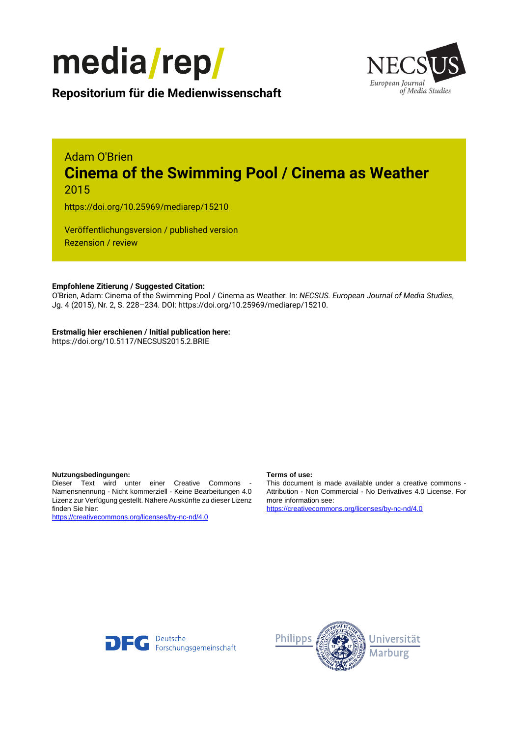media/rep/

**Repositorium für die Medienwissenschaft**

NECSUS European Journal of Media Studies

Adam O'Brien

# Cinema of the Swimming Pool / Cinema as Weather

2015

https://doi.org/10.25969/mediarep/15210

Veröffentlichungsversion / published version
Rezension / review

**Empfohlene Zitierung / Suggested Citation:**
O'Brien, Adam: Cinema of the Swimming Pool / Cinema as Weather. In: *NECSUS. European Journal of Media Studies*, Jg. 4 (2015), Nr. 2, S. 228–234. DOI: https://doi.org/10.25969/mediarep/15210.

**Erstmalig hier erschienen / Initial publication here:**
https://doi.org/10.5117/NECSUS2015.2.BRIE

**Nutzungsbedingungen:**
Dieser Text wird unter einer Creative Commons - Namensnennung - Nicht kommerziell - Keine Bearbeitungen 4.0 Lizenz zur Verfügung gestellt. Nähere Auskünfte zu dieser Lizenz finden Sie hier:
https://creativecommons.org/licenses/by-nc-nd/4.0

**Terms of use:**
This document is made available under a creative commons - Attribution - Non Commercial - No Derivatives 4.0 License. For more information see:
https://creativecommons.org/licenses/by-nc-nd/4.0

Deutsche Forschungsgemeinschaft

Philipps Universität Marburg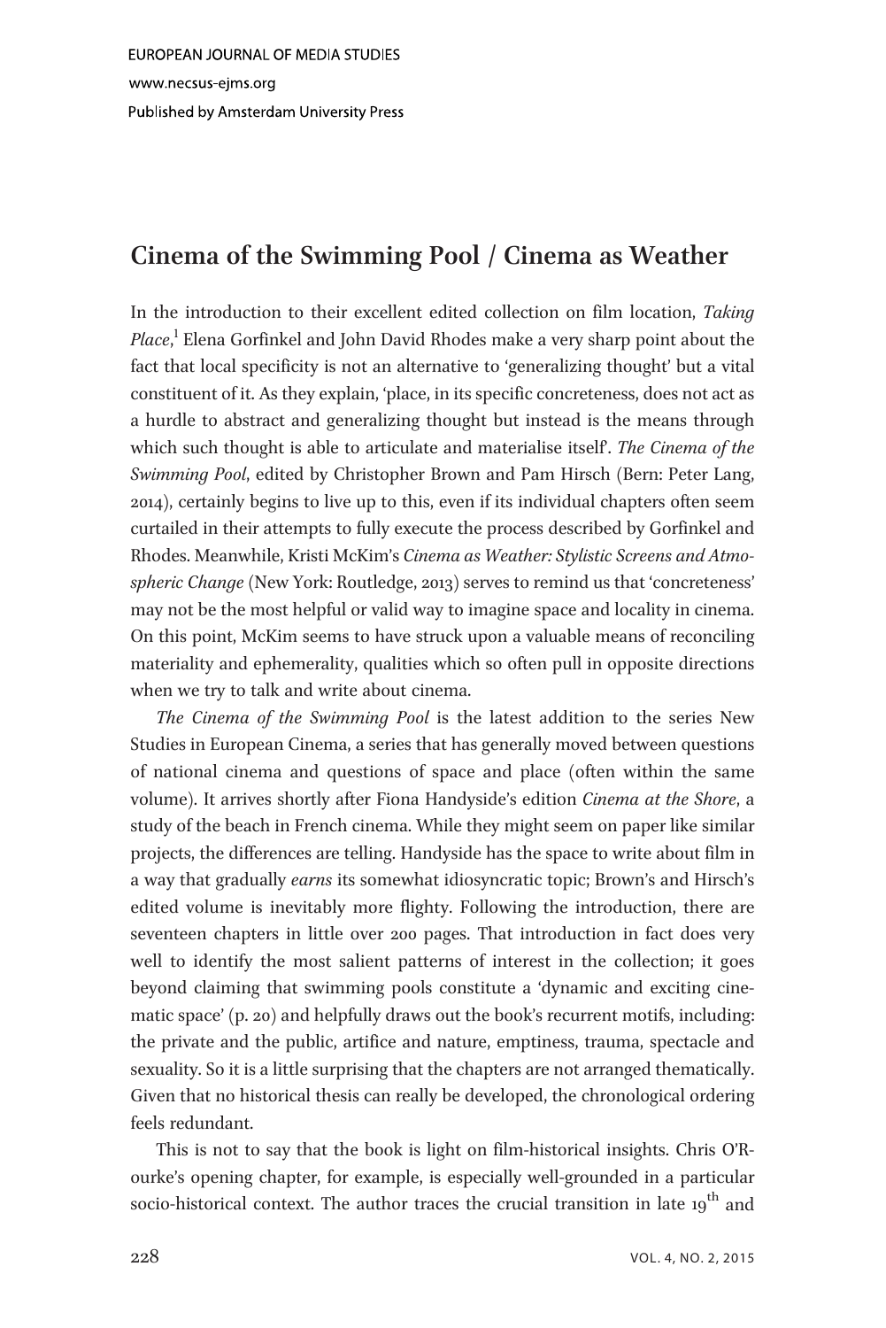# Cinema of the Swimming Pool / Cinema as Weather

In the introduction to their excellent edited collection on film location, *Taking Place*,[1] Elena Gorfinkel and John David Rhodes make a very sharp point about the fact that local specificity is not an alternative to 'generalizing thought' but a vital constituent of it. As they explain, 'place, in its specific concreteness, does not act as a hurdle to abstract and generalizing thought but instead is the means through which such thought is able to articulate and materialise itself'. *The Cinema of the Swimming Pool*, edited by Christopher Brown and Pam Hirsch (Bern: Peter Lang, 2014), certainly begins to live up to this, even if its individual chapters often seem curtailed in their attempts to fully execute the process described by Gorfinkel and Rhodes. Meanwhile, Kristi McKim's *Cinema as Weather: Stylistic Screens and Atmospheric Change* (New York: Routledge, 2013) serves to remind us that 'concreteness' may not be the most helpful or valid way to imagine space and locality in cinema. On this point, McKim seems to have struck upon a valuable means of reconciling materiality and ephemerality, qualities which so often pull in opposite directions when we try to talk and write about cinema.

*The Cinema of the Swimming Pool* is the latest addition to the series New Studies in European Cinema, a series that has generally moved between questions of national cinema and questions of space and place (often within the same volume). It arrives shortly after Fiona Handyside's edition *Cinema at the Shore*, a study of the beach in French cinema. While they might seem on paper like similar projects, the differences are telling. Handyside has the space to write about film in a way that gradually *earns* its somewhat idiosyncratic topic; Brown's and Hirsch's edited volume is inevitably more flighty. Following the introduction, there are seventeen chapters in little over 200 pages. That introduction in fact does very well to identify the most salient patterns of interest in the collection; it goes beyond claiming that swimming pools constitute a 'dynamic and exciting cinematic space' (p. 20) and helpfully draws out the book's recurrent motifs, including: the private and the public, artifice and nature, emptiness, trauma, spectacle and sexuality. So it is a little surprising that the chapters are not arranged thematically. Given that no historical thesis can really be developed, the chronological ordering feels redundant.

This is not to say that the book is light on film-historical insights. Chris O'Rourke's opening chapter, for example, is especially well-grounded in a particular socio-historical context. The author traces the crucial transition in late 19th and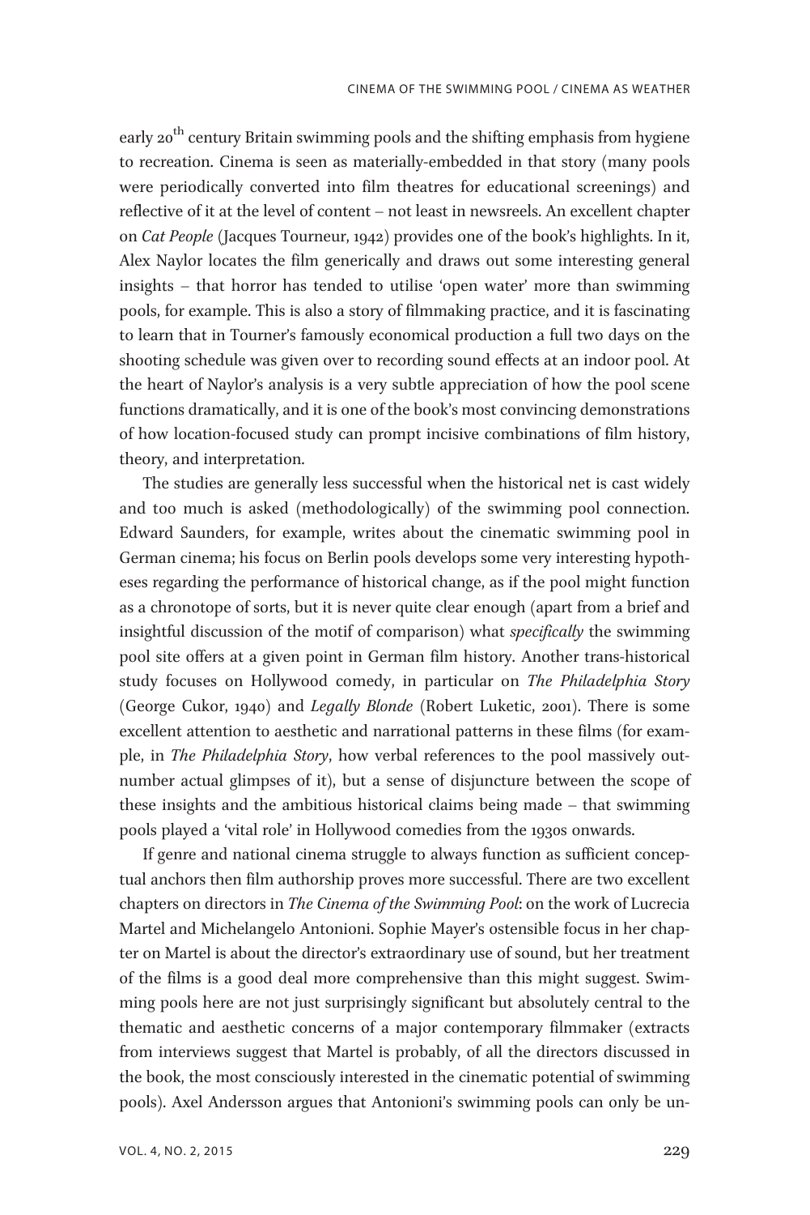early 20th century Britain swimming pools and the shifting emphasis from hygiene to recreation. Cinema is seen as materially-embedded in that story (many pools were periodically converted into film theatres for educational screenings) and reflective of it at the level of content – not least in newsreels. An excellent chapter on *Cat People* (Jacques Tourneur, 1942) provides one of the book's highlights. In it, Alex Naylor locates the film generically and draws out some interesting general insights – that horror has tended to utilise 'open water' more than swimming pools, for example. This is also a story of filmmaking practice, and it is fascinating to learn that in Tourner's famously economical production a full two days on the shooting schedule was given over to recording sound effects at an indoor pool. At the heart of Naylor's analysis is a very subtle appreciation of how the pool scene functions dramatically, and it is one of the book's most convincing demonstrations of how location-focused study can prompt incisive combinations of film history, theory, and interpretation.

The studies are generally less successful when the historical net is cast widely and too much is asked (methodologically) of the swimming pool connection. Edward Saunders, for example, writes about the cinematic swimming pool in German cinema; his focus on Berlin pools develops some very interesting hypotheses regarding the performance of historical change, as if the pool might function as a chronotope of sorts, but it is never quite clear enough (apart from a brief and insightful discussion of the motif of comparison) what *specifically* the swimming pool site offers at a given point in German film history. Another trans-historical study focuses on Hollywood comedy, in particular on *The Philadelphia Story* (George Cukor, 1940) and *Legally Blonde* (Robert Luketic, 2001). There is some excellent attention to aesthetic and narrational patterns in these films (for example, in *The Philadelphia Story*, how verbal references to the pool massively outnumber actual glimpses of it), but a sense of disjuncture between the scope of these insights and the ambitious historical claims being made – that swimming pools played a 'vital role' in Hollywood comedies from the 1930s onwards.

If genre and national cinema struggle to always function as sufficient conceptual anchors then film authorship proves more successful. There are two excellent chapters on directors in *The Cinema of the Swimming Pool*: on the work of Lucrecia Martel and Michelangelo Antonioni. Sophie Mayer's ostensible focus in her chapter on Martel is about the director's extraordinary use of sound, but her treatment of the films is a good deal more comprehensive than this might suggest. Swimming pools here are not just surprisingly significant but absolutely central to the thematic and aesthetic concerns of a major contemporary filmmaker (extracts from interviews suggest that Martel is probably, of all the directors discussed in the book, the most consciously interested in the cinematic potential of swimming pools). Axel Andersson argues that Antonioni's swimming pools can only be un-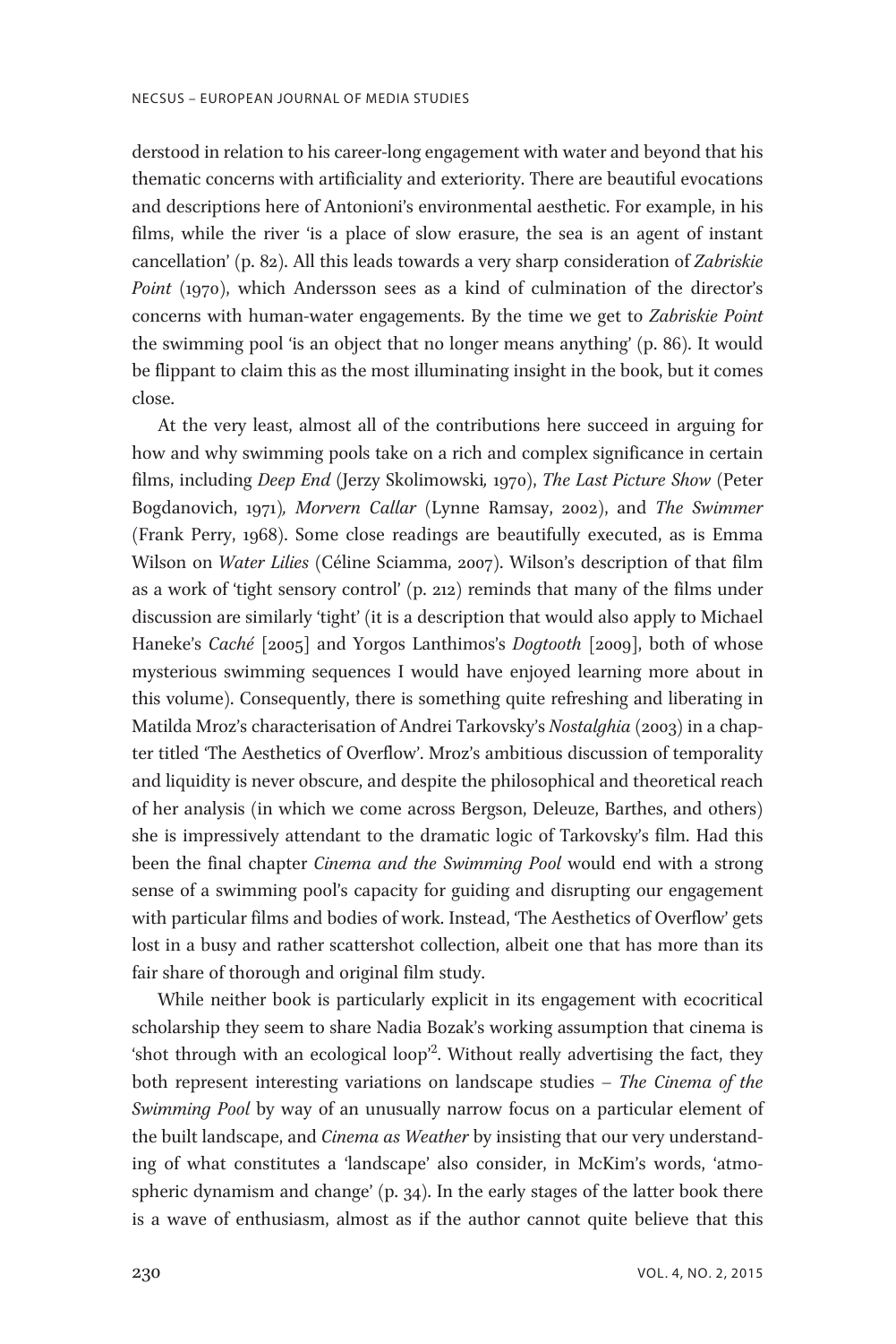derstood in relation to his career-long engagement with water and beyond that his thematic concerns with artificiality and exteriority. There are beautiful evocations and descriptions here of Antonioni's environmental aesthetic. For example, in his films, while the river 'is a place of slow erasure, the sea is an agent of instant cancellation' (p. 82). All this leads towards a very sharp consideration of *Zabriskie Point* (1970), which Andersson sees as a kind of culmination of the director's concerns with human-water engagements. By the time we get to *Zabriskie Point* the swimming pool 'is an object that no longer means anything' (p. 86). It would be flippant to claim this as the most illuminating insight in the book, but it comes close.

At the very least, almost all of the contributions here succeed in arguing for how and why swimming pools take on a rich and complex significance in certain films, including *Deep End* (Jerzy Skolimowski, 1970), *The Last Picture Show* (Peter Bogdanovich, 1971), *Morvern Callar* (Lynne Ramsay, 2002), and *The Swimmer* (Frank Perry, 1968). Some close readings are beautifully executed, as is Emma Wilson on *Water Lilies* (Céline Sciamma, 2007). Wilson's description of that film as a work of 'tight sensory control' (p. 212) reminds that many of the films under discussion are similarly 'tight' (it is a description that would also apply to Michael Haneke's *Caché* [2005] and Yorgos Lanthimos's *Dogtooth* [2009], both of whose mysterious swimming sequences I would have enjoyed learning more about in this volume). Consequently, there is something quite refreshing and liberating in Matilda Mroz's characterisation of Andrei Tarkovsky's *Nostalghia* (2003) in a chapter titled 'The Aesthetics of Overflow'. Mroz's ambitious discussion of temporality and liquidity is never obscure, and despite the philosophical and theoretical reach of her analysis (in which we come across Bergson, Deleuze, Barthes, and others) she is impressively attendant to the dramatic logic of Tarkovsky's film. Had this been the final chapter *Cinema and the Swimming Pool* would end with a strong sense of a swimming pool's capacity for guiding and disrupting our engagement with particular films and bodies of work. Instead, 'The Aesthetics of Overflow' gets lost in a busy and rather scattershot collection, albeit one that has more than its fair share of thorough and original film study.

While neither book is particularly explicit in its engagement with ecocritical scholarship they seem to share Nadia Bozak's working assumption that cinema is 'shot through with an ecological loop'[2]. Without really advertising the fact, they both represent interesting variations on landscape studies – *The Cinema of the Swimming Pool* by way of an unusually narrow focus on a particular element of the built landscape, and *Cinema as Weather* by insisting that our very understanding of what constitutes a 'landscape' also consider, in McKim's words, 'atmospheric dynamism and change' (p. 34). In the early stages of the latter book there is a wave of enthusiasm, almost as if the author cannot quite believe that this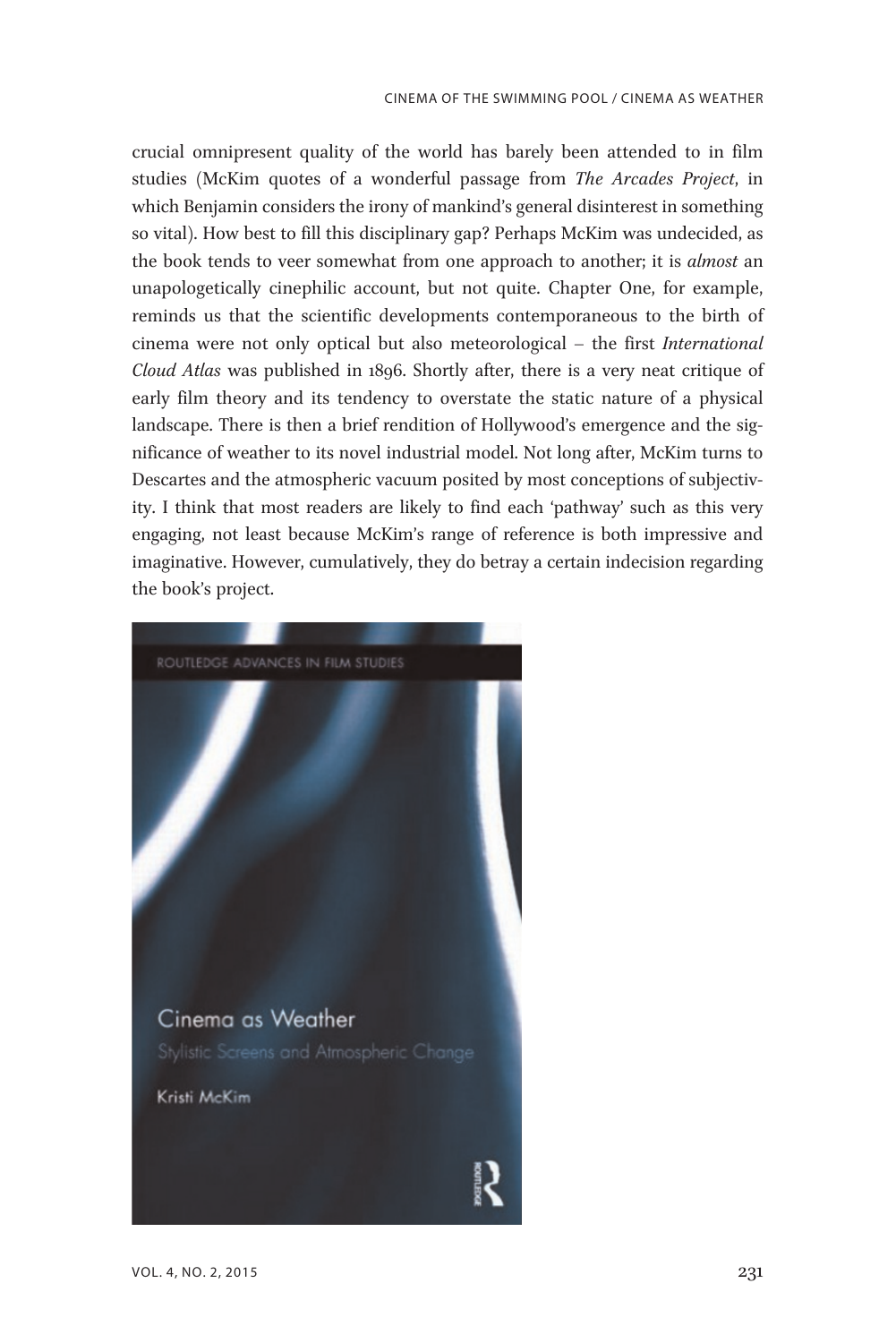crucial omnipresent quality of the world has barely been attended to in film studies (McKim quotes of a wonderful passage from *The Arcades Project*, in which Benjamin considers the irony of mankind's general disinterest in something so vital). How best to fill this disciplinary gap? Perhaps McKim was undecided, as the book tends to veer somewhat from one approach to another; it is *almost* an unapologetically cinephilic account, but not quite. Chapter One, for example, reminds us that the scientific developments contemporaneous to the birth of cinema were not only optical but also meteorological – the first *International Cloud Atlas* was published in 1896. Shortly after, there is a very neat critique of early film theory and its tendency to overstate the static nature of a physical landscape. There is then a brief rendition of Hollywood's emergence and the significance of weather to its novel industrial model. Not long after, McKim turns to Descartes and the atmospheric vacuum posited by most conceptions of subjectivity. I think that most readers are likely to find each 'pathway' such as this very engaging, not least because McKim's range of reference is both impressive and imaginative. However, cumulatively, they do betray a certain indecision regarding the book's project.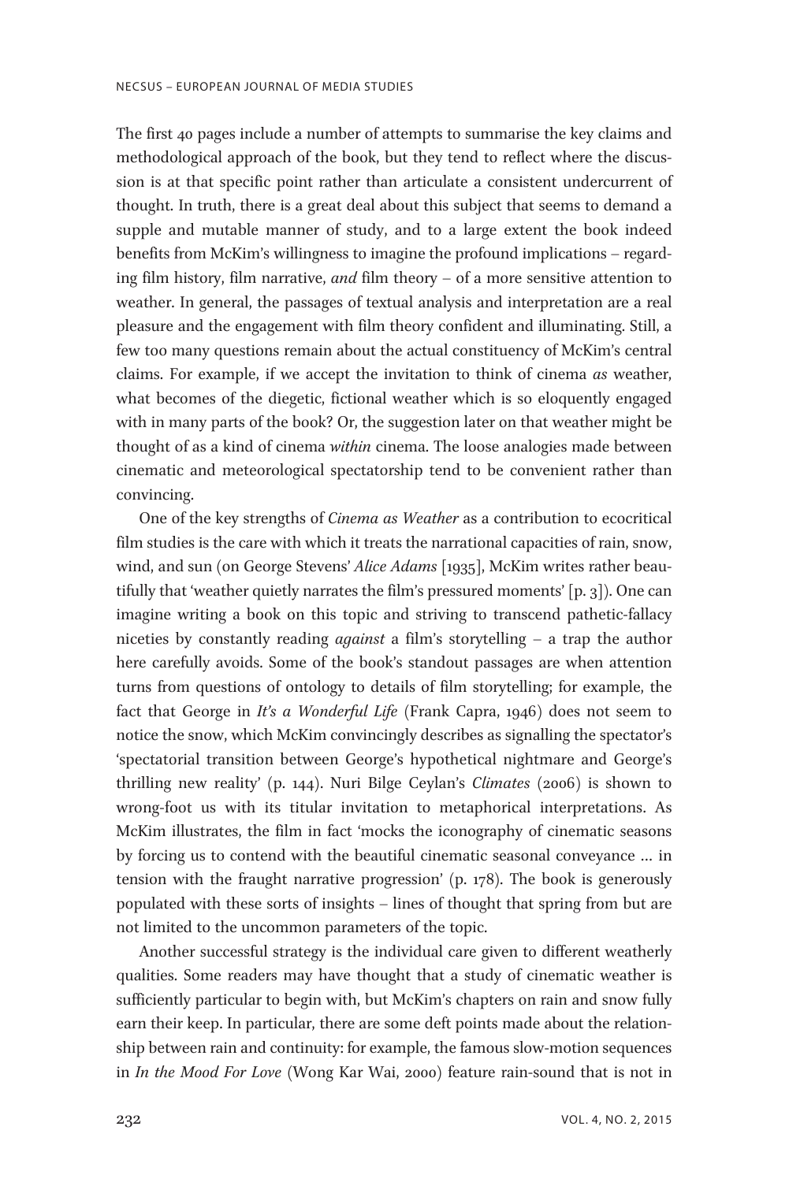The first 40 pages include a number of attempts to summarise the key claims and methodological approach of the book, but they tend to reflect where the discussion is at that specific point rather than articulate a consistent undercurrent of thought. In truth, there is a great deal about this subject that seems to demand a supple and mutable manner of study, and to a large extent the book indeed benefits from McKim's willingness to imagine the profound implications – regarding film history, film narrative, *and* film theory – of a more sensitive attention to weather. In general, the passages of textual analysis and interpretation are a real pleasure and the engagement with film theory confident and illuminating. Still, a few too many questions remain about the actual constituency of McKim's central claims. For example, if we accept the invitation to think of cinema *as* weather, what becomes of the diegetic, fictional weather which is so eloquently engaged with in many parts of the book? Or, the suggestion later on that weather might be thought of as a kind of cinema *within* cinema. The loose analogies made between cinematic and meteorological spectatorship tend to be convenient rather than convincing.

One of the key strengths of *Cinema as Weather* as a contribution to ecocritical film studies is the care with which it treats the narrational capacities of rain, snow, wind, and sun (on George Stevens' *Alice Adams* [1935], McKim writes rather beautifully that 'weather quietly narrates the film's pressured moments' [p. 3]). One can imagine writing a book on this topic and striving to transcend pathetic-fallacy niceties by constantly reading *against* a film's storytelling – a trap the author here carefully avoids. Some of the book's standout passages are when attention turns from questions of ontology to details of film storytelling; for example, the fact that George in *It's a Wonderful Life* (Frank Capra, 1946) does not seem to notice the snow, which McKim convincingly describes as signalling the spectator's 'spectatorial transition between George's hypothetical nightmare and George's thrilling new reality' (p. 144). Nuri Bilge Ceylan's *Climates* (2006) is shown to wrong-foot us with its titular invitation to metaphorical interpretations. As McKim illustrates, the film in fact 'mocks the iconography of cinematic seasons by forcing us to contend with the beautiful cinematic seasonal conveyance ... in tension with the fraught narrative progression' (p. 178). The book is generously populated with these sorts of insights – lines of thought that spring from but are not limited to the uncommon parameters of the topic.

Another successful strategy is the individual care given to different weatherly qualities. Some readers may have thought that a study of cinematic weather is sufficiently particular to begin with, but McKim's chapters on rain and snow fully earn their keep. In particular, there are some deft points made about the relationship between rain and continuity: for example, the famous slow-motion sequences in *In the Mood For Love* (Wong Kar Wai, 2000) feature rain-sound that is not in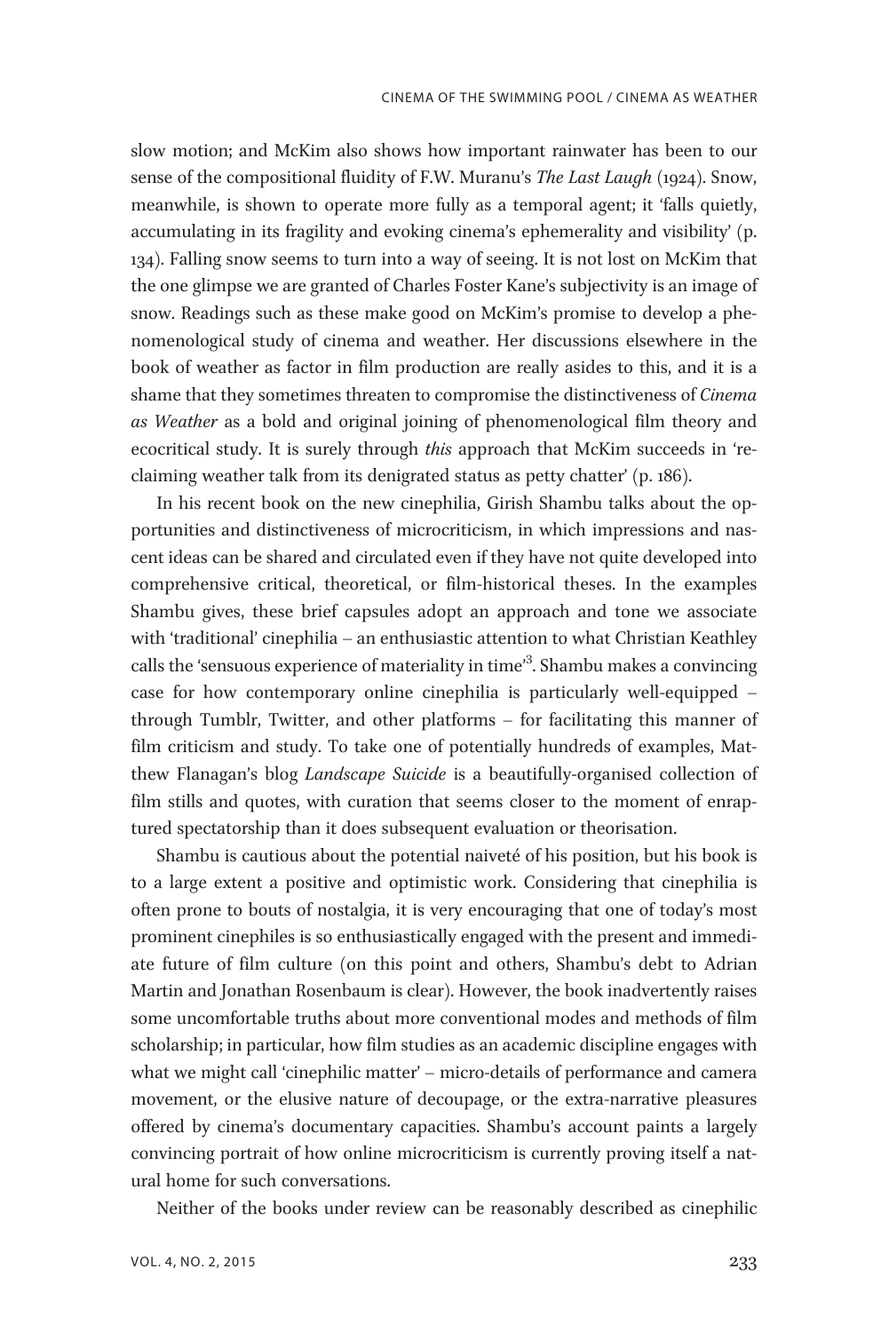slow motion; and McKim also shows how important rainwater has been to our sense of the compositional fluidity of F.W. Muranu's *The Last Laugh* (1924). Snow, meanwhile, is shown to operate more fully as a temporal agent; it 'falls quietly, accumulating in its fragility and evoking cinema's ephemerality and visibility' (p. 134). Falling snow seems to turn into a way of seeing. It is not lost on McKim that the one glimpse we are granted of Charles Foster Kane's subjectivity is an image of snow. Readings such as these make good on McKim's promise to develop a phenomenological study of cinema and weather. Her discussions elsewhere in the book of weather as factor in film production are really asides to this, and it is a shame that they sometimes threaten to compromise the distinctiveness of *Cinema as Weather* as a bold and original joining of phenomenological film theory and ecocritical study. It is surely through *this* approach that McKim succeeds in 'reclaiming weather talk from its denigrated status as petty chatter' (p. 186).

In his recent book on the new cinephilia, Girish Shambu talks about the opportunities and distinctiveness of microcriticism, in which impressions and nascent ideas can be shared and circulated even if they have not quite developed into comprehensive critical, theoretical, or film-historical theses. In the examples Shambu gives, these brief capsules adopt an approach and tone we associate with 'traditional' cinephilia – an enthusiastic attention to what Christian Keathley calls the 'sensuous experience of materiality in time'[3]. Shambu makes a convincing case for how contemporary online cinephilia is particularly well-equipped – through Tumblr, Twitter, and other platforms – for facilitating this manner of film criticism and study. To take one of potentially hundreds of examples, Matthew Flanagan's blog *Landscape Suicide* is a beautifully-organised collection of film stills and quotes, with curation that seems closer to the moment of enraptured spectatorship than it does subsequent evaluation or theorisation.

Shambu is cautious about the potential naiveté of his position, but his book is to a large extent a positive and optimistic work. Considering that cinephilia is often prone to bouts of nostalgia, it is very encouraging that one of today's most prominent cinephiles is so enthusiastically engaged with the present and immediate future of film culture (on this point and others, Shambu's debt to Adrian Martin and Jonathan Rosenbaum is clear). However, the book inadvertently raises some uncomfortable truths about more conventional modes and methods of film scholarship; in particular, how film studies as an academic discipline engages with what we might call 'cinephilic matter' – micro-details of performance and camera movement, or the elusive nature of decoupage, or the extra-narrative pleasures offered by cinema's documentary capacities. Shambu's account paints a largely convincing portrait of how online microcriticism is currently proving itself a natural home for such conversations.

Neither of the books under review can be reasonably described as cinephilic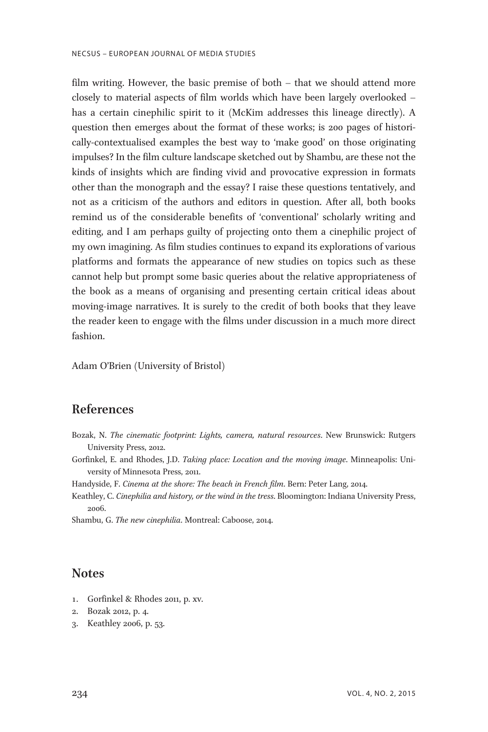film writing. However, the basic premise of both – that we should attend more closely to material aspects of film worlds which have been largely overlooked – has a certain cinephilic spirit to it (McKim addresses this lineage directly). A question then emerges about the format of these works; is 200 pages of historically-contextualised examples the best way to 'make good' on those originating impulses? In the film culture landscape sketched out by Shambu, are these not the kinds of insights which are finding vivid and provocative expression in formats other than the monograph and the essay? I raise these questions tentatively, and not as a criticism of the authors and editors in question. After all, both books remind us of the considerable benefits of 'conventional' scholarly writing and editing, and I am perhaps guilty of projecting onto them a cinephilic project of my own imagining. As film studies continues to expand its explorations of various platforms and formats the appearance of new studies on topics such as these cannot help but prompt some basic queries about the relative appropriateness of the book as a means of organising and presenting certain critical ideas about moving-image narratives. It is surely to the credit of both books that they leave the reader keen to engage with the films under discussion in a much more direct fashion.

Adam O'Brien (University of Bristol)

## References

Bozak, N. *The cinematic footprint: Lights, camera, natural resources*. New Brunswick: Rutgers University Press, 2012.

Gorfinkel, E. and Rhodes, J.D. *Taking place: Location and the moving image*. Minneapolis: University of Minnesota Press, 2011.

Handyside, F. *Cinema at the shore: The beach in French film*. Bern: Peter Lang, 2014.

Keathley, C. *Cinephilia and history, or the wind in the tress*. Bloomington: Indiana University Press, 2006.

Shambu, G. *The new cinephilia*. Montreal: Caboose, 2014.

## Notes

1. Gorfinkel & Rhodes 2011, p. xv.
2. Bozak 2012, p. 4.
3. Keathley 2006, p. 53.